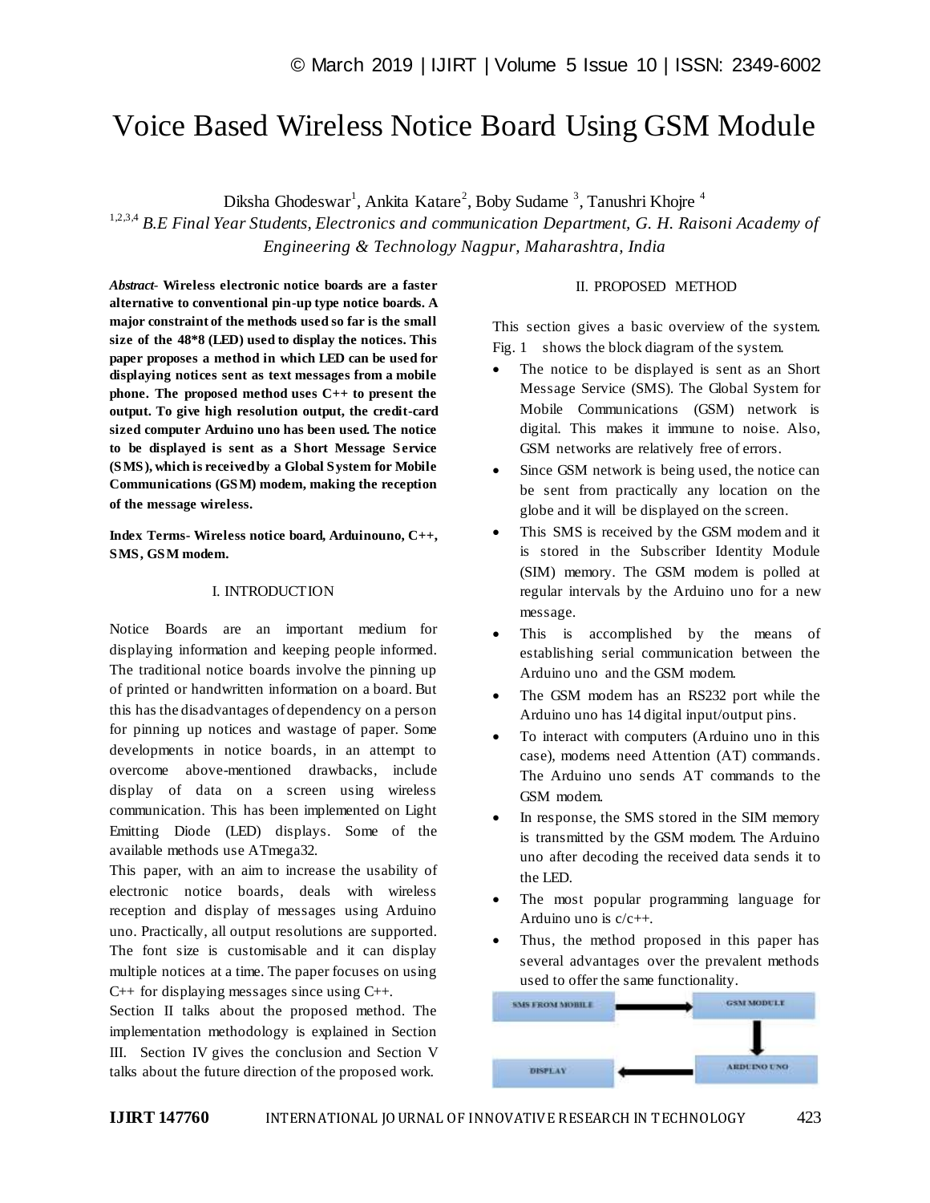# Voice Based Wireless Notice Board Using GSM Module

Diksha Ghodeswar[1], Ankita Katare[2], Boby Sudame [3], Tanushri Khojre [4]

[1,2,3,4] *B.E Final Year Students, Electronics and communication Department, G. H. Raisoni Academy of Engineering & Technology Nagpur, Maharashtra, India*

***Abstract-*** **Wireless electronic notice boards are a faster alternative to conventional pin-up type notice boards. A major constraint of the methods used so far is the small size of the 48*8 (LED) used to display the notices. This paper proposes a method in which LED can be used for displaying notices sent as text messages from a mobile phone. The proposed method uses C++ to present the output. To give high resolution output, the credit-card sized computer Arduino uno has been used. The notice to be displayed is sent as a Short Message Service (SMS), which is received by a Global System for Mobile Communications (GSM) modem, making the reception of the message wireless.**

**Index Terms- Wireless notice board, Arduinouno, C++, SMS, GSM modem.**

## I. INTRODUCTION

Notice Boards are an important medium for displaying information and keeping people informed. The traditional notice boards involve the pinning up of printed or handwritten information on a board. But this has the disadvantages of dependency on a person for pinning up notices and wastage of paper. Some developments in notice boards, in an attempt to overcome above-mentioned drawbacks, include display of data on a screen using wireless communication. This has been implemented on Light Emitting Diode (LED) displays. Some of the available methods use ATmega32.

This paper, with an aim to increase the usability of electronic notice boards, deals with wireless reception and display of messages using Arduino uno. Practically, all output resolutions are supported. The font size is customisable and it can display multiple notices at a time. The paper focuses on using C++ for displaying messages since using C++.

Section II talks about the proposed method. The implementation methodology is explained in Section III. Section IV gives the conclusion and Section V talks about the future direction of the proposed work.

## II. PROPOSED METHOD

This section gives a basic overview of the system. Fig. 1 shows the block diagram of the system.

- The notice to be displayed is sent as an Short Message Service (SMS). The Global System for Mobile Communications (GSM) network is digital. This makes it immune to noise. Also, GSM networks are relatively free of errors.
- Since GSM network is being used, the notice can be sent from practically any location on the globe and it will be displayed on the screen.
- This SMS is received by the GSM modem and it is stored in the Subscriber Identity Module (SIM) memory. The GSM modem is polled at regular intervals by the Arduino uno for a new message.
- This is accomplished by the means of establishing serial communication between the Arduino uno and the GSM modem.
- The GSM modem has an RS232 port while the Arduino uno has 14 digital input/output pins.
- To interact with computers (Arduino uno in this case), modems need Attention (AT) commands. The Arduino uno sends AT commands to the GSM modem.
- In response, the SMS stored in the SIM memory is transmitted by the GSM modem. The Arduino uno after decoding the received data sends it to the LED.
- The most popular programming language for Arduino uno is c/c++.
- Thus, the method proposed in this paper has several advantages over the prevalent methods used to offer the same functionality.

SMS FROM MOBILE

GSM MODULE

ARDUINO UNO

DISPLAY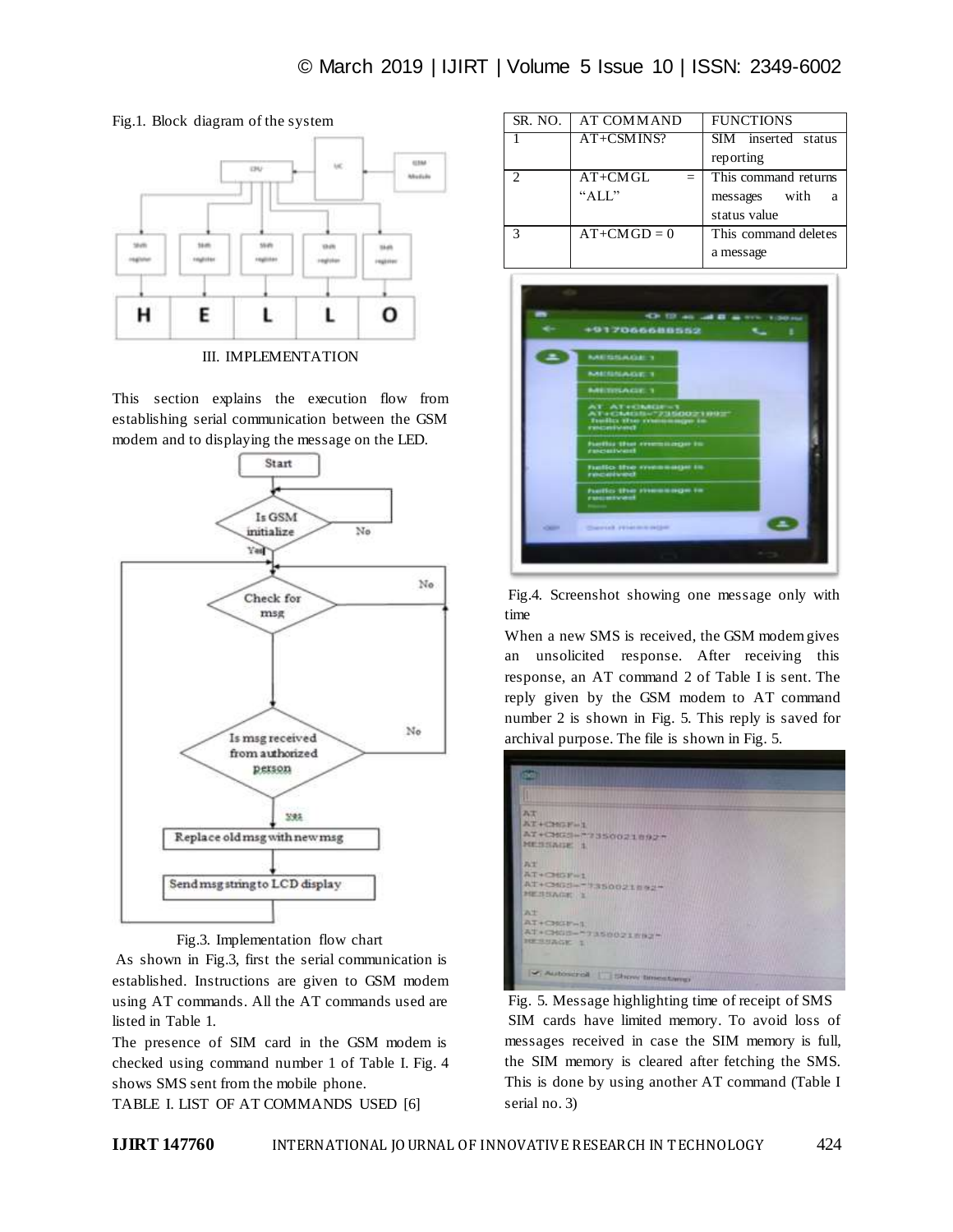Fig.1. Block diagram of the system

## III. IMPLEMENTATION

This section explains the execution flow from establishing serial communication between the GSM modem and to displaying the message on the LED.

Fig.3. Implementation flow chart

As shown in Fig.3, first the serial communication is established. Instructions are given to GSM modem using AT commands. All the AT commands used are listed in Table 1.

The presence of SIM card in the GSM modem is checked using command number 1 of Table I. Fig. 4 shows SMS sent from the mobile phone.

TABLE I. LIST OF AT COMMANDS USED [6]

| SR. NO. | AT COMMAND | FUNCTIONS |
|---|---|---|
| 1 | AT+CSMINS? | SIM inserted status reporting |
| 2 | AT+CMGL = "ALL" | This command returns messages with a status value |
| 3 | AT+CMGD = 0 | This command deletes a message |

Fig.4. Screenshot showing one message only with time

When a new SMS is received, the GSM modem gives an unsolicited response. After receiving this response, an AT command 2 of Table I is sent. The reply given by the GSM modem to AT command number 2 is shown in Fig. 5. This reply is saved for archival purpose. The file is shown in Fig. 5.

Fig. 5. Message highlighting time of receipt of SMS

SIM cards have limited memory. To avoid loss of messages received in case the SIM memory is full, the SIM memory is cleared after fetching the SMS. This is done by using another AT command (Table I serial no. 3)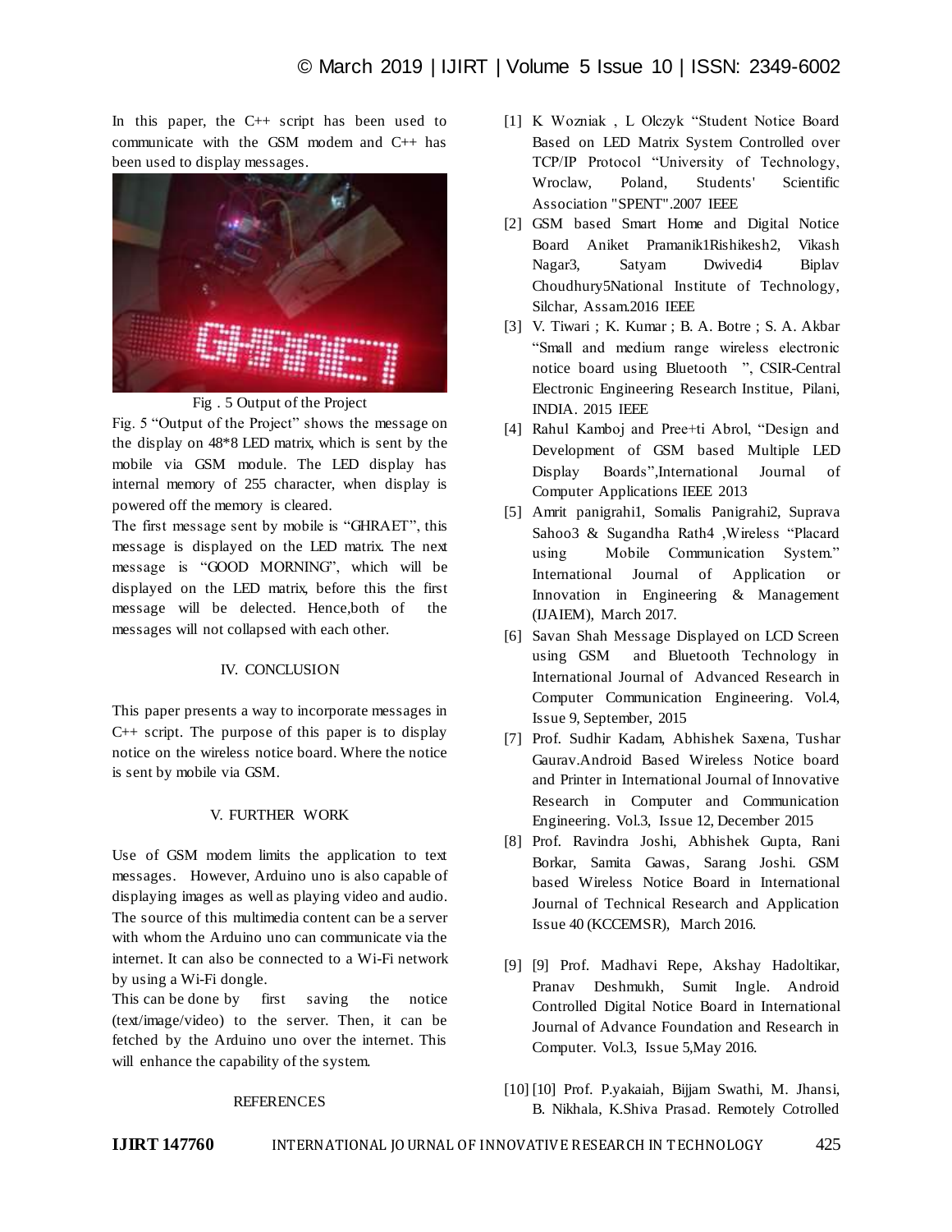In this paper, the C++ script has been used to communicate with the GSM modem and C++ has been used to display messages.

Fig . 5 Output of the Project

Fig. 5 "Output of the Project" shows the message on the display on 48*8 LED matrix, which is sent by the mobile via GSM module. The LED display has internal memory of 255 character, when display is powered off the memory is cleared.

The first message sent by mobile is "GHRAET", this message is displayed on the LED matrix. The next message is "GOOD MORNING", which will be displayed on the LED matrix, before this the first message will be delected. Hence,both of the messages will not collapsed with each other.

## IV. CONCLUSION

This paper presents a way to incorporate messages in C++ script. The purpose of this paper is to display notice on the wireless notice board. Where the notice is sent by mobile via GSM.

## V. FURTHER WORK

Use of GSM modem limits the application to text messages. However, Arduino uno is also capable of displaying images as well as playing video and audio. The source of this multimedia content can be a server with whom the Arduino uno can communicate via the internet. It can also be connected to a Wi-Fi network by using a Wi-Fi dongle.

This can be done by first saving the notice (text/image/video) to the server. Then, it can be fetched by the Arduino uno over the internet. This will enhance the capability of the system.

## REFERENCES

[1] K Wozniak , L Olczyk "Student Notice Board Based on LED Matrix System Controlled over TCP/IP Protocol "University of Technology, Wroclaw, Poland, Students' Scientific Association "SPENT".2007 IEEE

[2] GSM based Smart Home and Digital Notice Board Aniket Pramanik1Rishikesh2, Vikash Nagar3, Satyam Dwivedi4 Biplav Choudhury5National Institute of Technology, Silchar, Assam.2016 IEEE

[3] V. Tiwari ; K. Kumar ; B. A. Botre ; S. A. Akbar "Small and medium range wireless electronic notice board using Bluetooth ", CSIR-Central Electronic Engineering Research Institue, Pilani, INDIA. 2015 IEEE

[4] Rahul Kamboj and Pree+ti Abrol, "Design and Development of GSM based Multiple LED Display Boards",International Journal of Computer Applications IEEE 2013

[5] Amrit panigrahi1, Somalis Panigrahi2, Suprava Sahoo3 & Sugandha Rath4 ,Wireless "Placard using Mobile Communication System." International Journal of Application or Innovation in Engineering & Management (IJAIEM), March 2017.

[6] Savan Shah Message Displayed on LCD Screen using GSM and Bluetooth Technology in International Journal of Advanced Research in Computer Communication Engineering. Vol.4, Issue 9, September, 2015

[7] Prof. Sudhir Kadam, Abhishek Saxena, Tushar Gaurav.Android Based Wireless Notice board and Printer in International Journal of Innovative Research in Computer and Communication Engineering. Vol.3, Issue 12, December 2015

[8] Prof. Ravindra Joshi, Abhishek Gupta, Rani Borkar, Samita Gawas, Sarang Joshi. GSM based Wireless Notice Board in International Journal of Technical Research and Application Issue 40 (KCCEMSR), March 2016.

[9] [9] Prof. Madhavi Repe, Akshay Hadoltikar, Pranav Deshmukh, Sumit Ingle. Android Controlled Digital Notice Board in International Journal of Advance Foundation and Research in Computer. Vol.3, Issue 5,May 2016.

[10] [10] Prof. P.yakaiah, Bijjam Swathi, M. Jhansi, B. Nikhala, K.Shiva Prasad. Remotely Cotrolled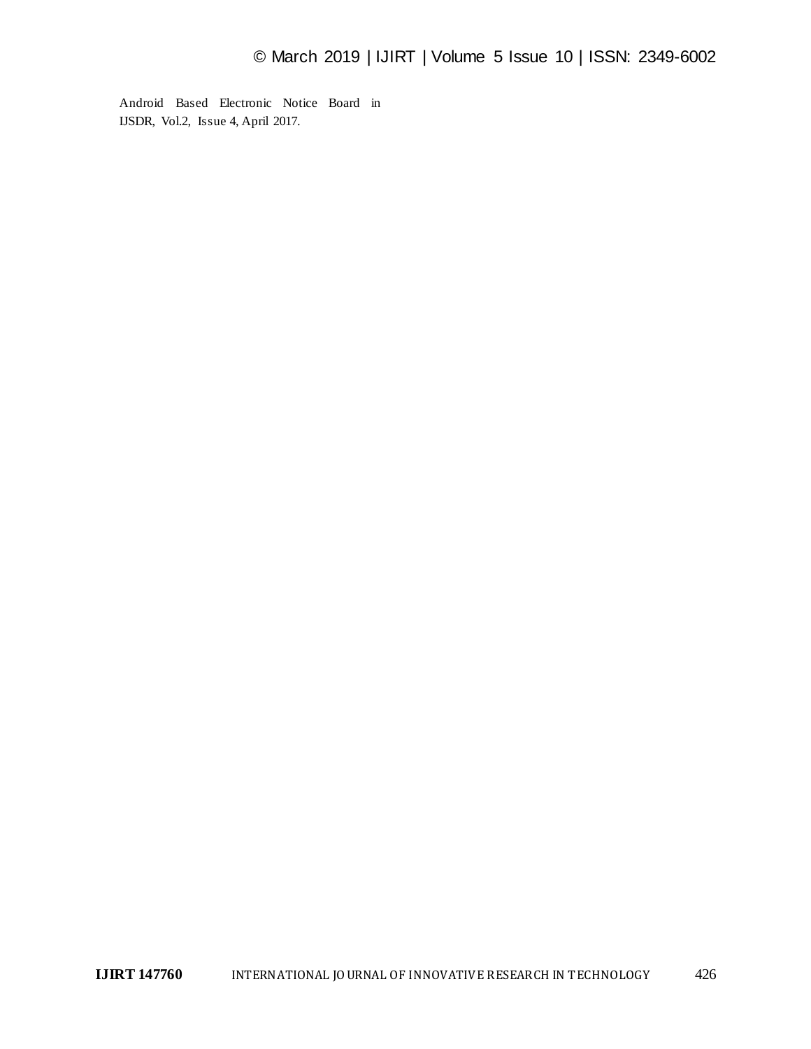Android Based Electronic Notice Board in IJSDR, Vol.2, Issue 4, April 2017.